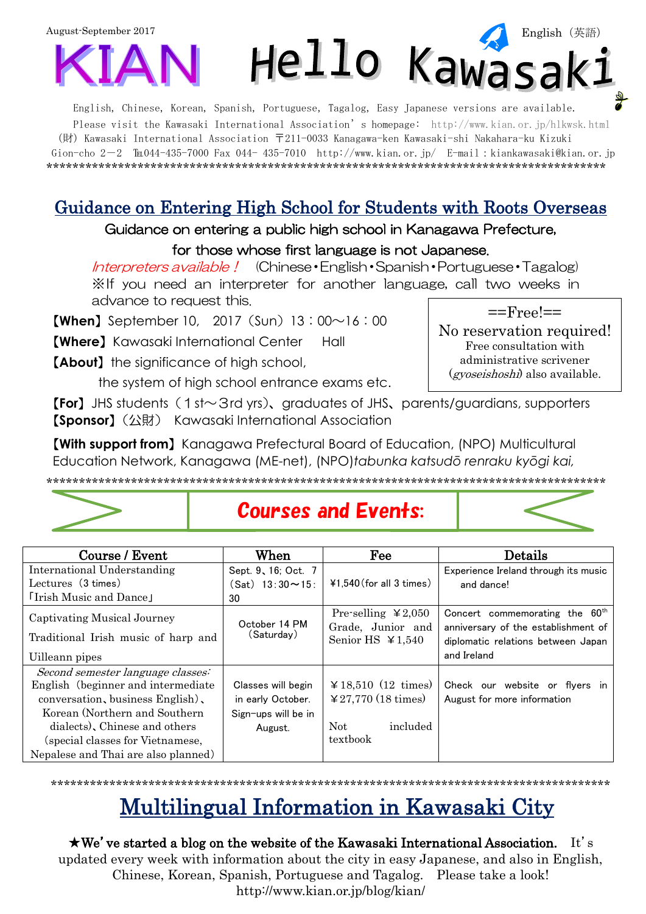August-September 2017

# KIAN Hello Kawasaki

English（英語）

English, Chinese, Korean, Spanish, Portuguese, Tagalog, Easy Japanese versions are available.
Please visit the Kawasaki International Association's homepage: http://www.kian.or.jp/hlkwsk.html
（財）Kawasaki International Association 〒211-0033 Kanagawa-ken Kawasaki-shi Nakahara-ku Kizuki Gion-cho 2－2 ℡044-435-7000 Fax 044- 435-7010 http://www.kian.or.jp/ E-mail：kiankawasaki@kian.or.jp

******************************************************************************************

## Guidance on Entering High School for Students with Roots Overseas

Guidance on entering a public high school in Kanagawa Prefecture, for those whose first language is not Japanese.

*Interpreters available！* （Chinese・English・Spanish・Portuguese・Tagalog）
※If you need an interpreter for another language, call two weeks in advance to request this.

**【When】**September 10, 2017（Sun）13：00～16：00

**【Where】**Kawasaki International Center Hall

**【About】**the significance of high school, the system of high school entrance exams etc.

==Free!==
No reservation required!
Free consultation with administrative scrivener (*gyoseishoshi*) also available.

**【For】**JHS students（1st～3rd yrs）、graduates of JHS、parents/guardians, supporters

**【Sponsor】**（公財） Kawasaki International Association

**【With support from】**Kanagawa Prefectural Board of Education, (NPO) Multicultural Education Network, Kanagawa (ME-net), (NPO)*tabunka katsudō renraku kyōgi kai,*

******************************************************************************************

## Courses and Events:

| Course / Event | When | Fee | Details |
|---|---|---|---|
| International Understanding Lectures（3 times）「Irish Music and Dance」 | Sept. 9、16; Oct. 7（Sat）13:30～15:30 | ¥1,540（for all 3 times） | Experience Ireland through its music and dance! |
| Captivating Musical Journey Traditional Irish music of harp and Uilleann pipes | October 14 PM（Saturday） | Pre-selling ￥2,050 Grade, Junior and Senior HS ￥1,540 | Concert commemorating the 60th anniversary of the establishment of diplomatic relations between Japan and Ireland |
| *Second semester language classes:* English（beginner and intermediate conversation、business English）、Korean (Northern and Southern dialects)、Chinese and others（special classes for Vietnamese, Nepalese and Thai are also planned） | Classes will begin in early October. Sign-ups will be in August. | ￥18,510（12 times）￥27,770 (18 times) Not included textbook | Check our website or flyers in August for more information |

******************************************************************************************

## Multilingual Information in Kawasaki City

★**We've started a blog on the website of the Kawasaki International Association.** It's updated every week with information about the city in easy Japanese, and also in English, Chinese, Korean, Spanish, Portuguese and Tagalog. Please take a look!
http://www.kian.or.jp/blog/kian/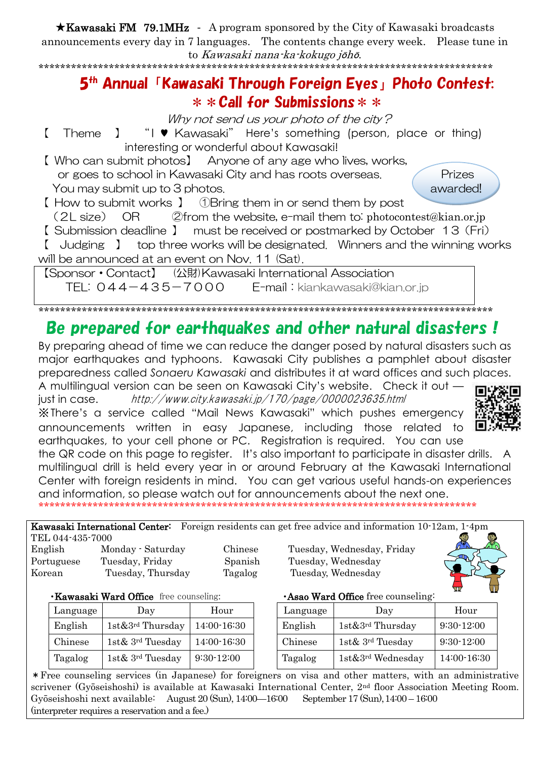★**Kawasaki FM 79.1MHz** - A program sponsored by the City of Kawasaki broadcasts announcements every day in 7 languages. The contents change every week. Please tune in to *Kawasaki nana-ka-kokugo jōhō*.

*************************************************************************************

## 5th Annual「Kawasaki Through Foreign Eyes」Photo Contest:
## ＊＊Call for Submissions＊＊

*Why not send us your photo of the city?*

【 Theme 】 "I ♥ Kawasaki" Here's something (person, place or thing) interesting or wonderful about Kawasaki!

【 Who can submit photos】 Anyone of any age who lives, works, or goes to school in Kawasaki City and has roots overseas. You may submit up to 3 photos.

Prizes awarded!

【 How to submit works 】 ①Bring them in or send them by post (2L size) OR ②from the website, e-mail them to: photocontest@kian.or.jp

【 Submission deadline 】 must be received or postmarked by October 13 (Fri)

【 Judging 】 top three works will be designated. Winners and the winning works will be announced at an event on Nov. 11 (Sat).

【Sponsor・Contact】 (公財)Kawasaki International Association
TEL: 044－435－7000 E-mail：kiankawasaki@kian.or.jp

*************************************************************************************

## Be prepared for earthquakes and other natural disasters !

By preparing ahead of time we can reduce the danger posed by natural disasters such as major earthquakes and typhoons. Kawasaki City publishes a pamphlet about disaster preparedness called *Sonaeru Kawasaki* and distributes it at ward offices and such places. A multilingual version can be seen on Kawasaki City's website. Check it out — just in case. *http://www.city.kawasaki.jp/170/page/0000023635.html*

※There's a service called "Mail News Kawasaki" which pushes emergency announcements written in easy Japanese, including those related to earthquakes, to your cell phone or PC. Registration is required. You can use the QR code on this page to register. It's also important to participate in disaster drills. A multilingual drill is held every year in or around February at the Kawasaki International Center with foreign residents in mind. You can get various useful hands-on experiences and information, so please watch out for announcements about the next one.

*************************************************************************************

**Kawasaki International Center:** Foreign residents can get free advice and information 10-12am, 1-4pm
TEL 044-435-7000

| | | | |
|---|---|---|---|
| English | Monday - Saturday | Chinese | Tuesday, Wednesday, Friday |
| Portuguese | Tuesday, Friday | Spanish | Tuesday, Wednesday |
| Korean | Tuesday, Thursday | Tagalog | Tuesday, Wednesday |

・**Kawasaki Ward Office** free counseling:

| Language | Day | Hour |
|---|---|---|
| English | 1st&3rd Thursday | 14:00-16:30 |
| Chinese | 1st& 3rd Tuesday | 14:00-16:30 |
| Tagalog | 1st& 3rd Tuesday | 9:30-12:00 |

・**Asao Ward Office** free counseling:

| Language | Day | Hour |
|---|---|---|
| English | 1st&3rd Thursday | 9:30-12:00 |
| Chinese | 1st& 3rd Tuesday | 9:30-12:00 |
| Tagalog | 1st&3rd Wednesday | 14:00-16:30 |

＊Free counseling services (in Japanese) for foreigners on visa and other matters, with an administrative scrivener (Gyōseishoshi) is available at Kawasaki International Center, 2nd floor Association Meeting Room. Gyōseishoshi next available: August 20 (Sun), 14:00—16:00 September 17 (Sun), 14:00 – 16:00 (interpreter requires a reservation and a fee.)